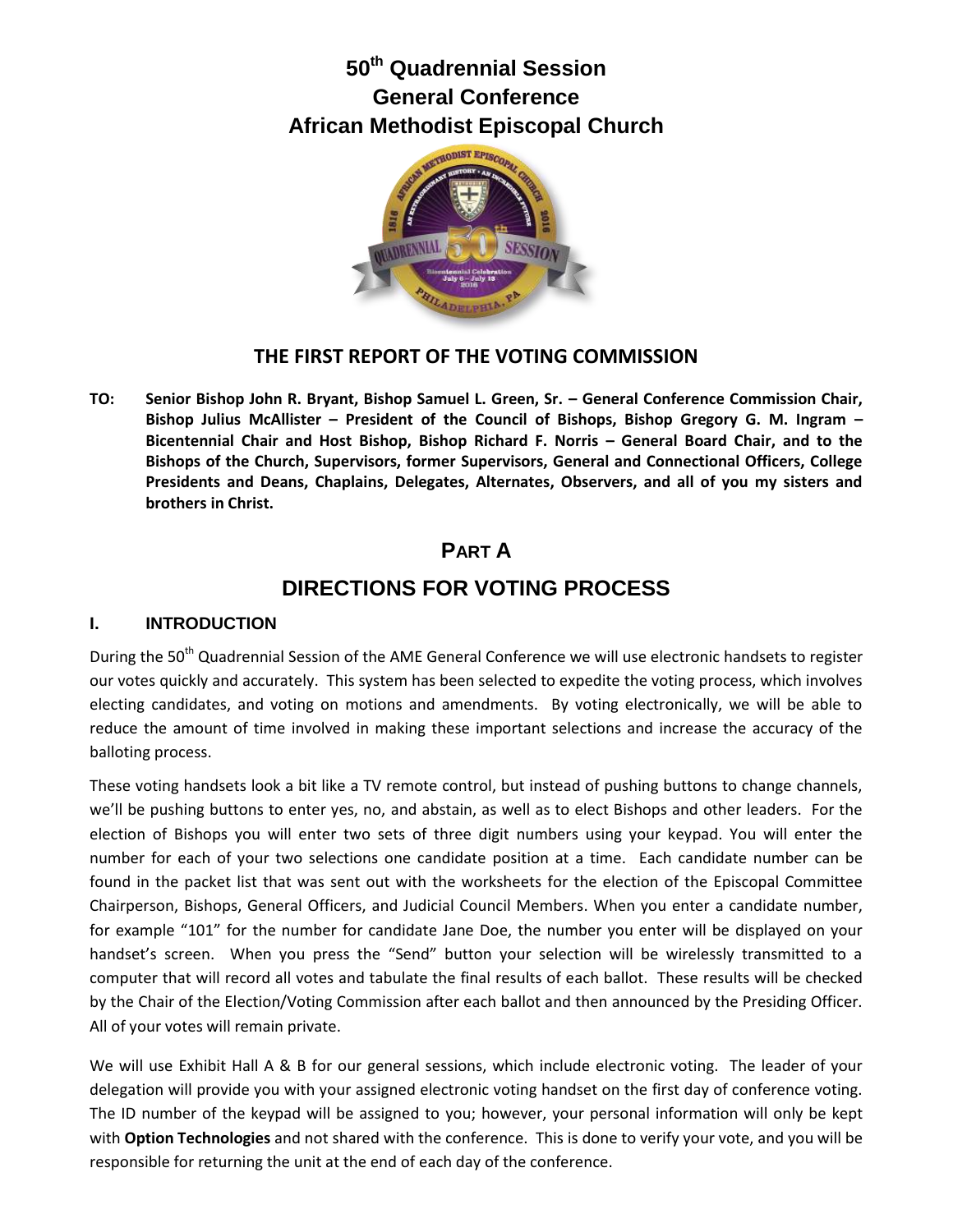# 50th Quadrennial Session
# General Conference
# African Methodist Episcopal Church

## THE FIRST REPORT OF THE VOTING COMMISSION

**TO: Senior Bishop John R. Bryant, Bishop Samuel L. Green, Sr. – General Conference Commission Chair, Bishop Julius McAllister – President of the Council of Bishops, Bishop Gregory G. M. Ingram – Bicentennial Chair and Host Bishop, Bishop Richard F. Norris – General Board Chair, and to the Bishops of the Church, Supervisors, former Supervisors, General and Connectional Officers, College Presidents and Deans, Chaplains, Delegates, Alternates, Observers, and all of you my sisters and brothers in Christ.**

## PART A

## DIRECTIONS FOR VOTING PROCESS

### I. INTRODUCTION

During the 50th Quadrennial Session of the AME General Conference we will use electronic handsets to register our votes quickly and accurately. This system has been selected to expedite the voting process, which involves electing candidates, and voting on motions and amendments. By voting electronically, we will be able to reduce the amount of time involved in making these important selections and increase the accuracy of the balloting process.

These voting handsets look a bit like a TV remote control, but instead of pushing buttons to change channels, we'll be pushing buttons to enter yes, no, and abstain, as well as to elect Bishops and other leaders. For the election of Bishops you will enter two sets of three digit numbers using your keypad. You will enter the number for each of your two selections one candidate position at a time. Each candidate number can be found in the packet list that was sent out with the worksheets for the election of the Episcopal Committee Chairperson, Bishops, General Officers, and Judicial Council Members. When you enter a candidate number, for example "101" for the number for candidate Jane Doe, the number you enter will be displayed on your handset's screen. When you press the "Send" button your selection will be wirelessly transmitted to a computer that will record all votes and tabulate the final results of each ballot. These results will be checked by the Chair of the Election/Voting Commission after each ballot and then announced by the Presiding Officer. All of your votes will remain private.

We will use Exhibit Hall A & B for our general sessions, which include electronic voting. The leader of your delegation will provide you with your assigned electronic voting handset on the first day of conference voting. The ID number of the keypad will be assigned to you; however, your personal information will only be kept with **Option Technologies** and not shared with the conference. This is done to verify your vote, and you will be responsible for returning the unit at the end of each day of the conference.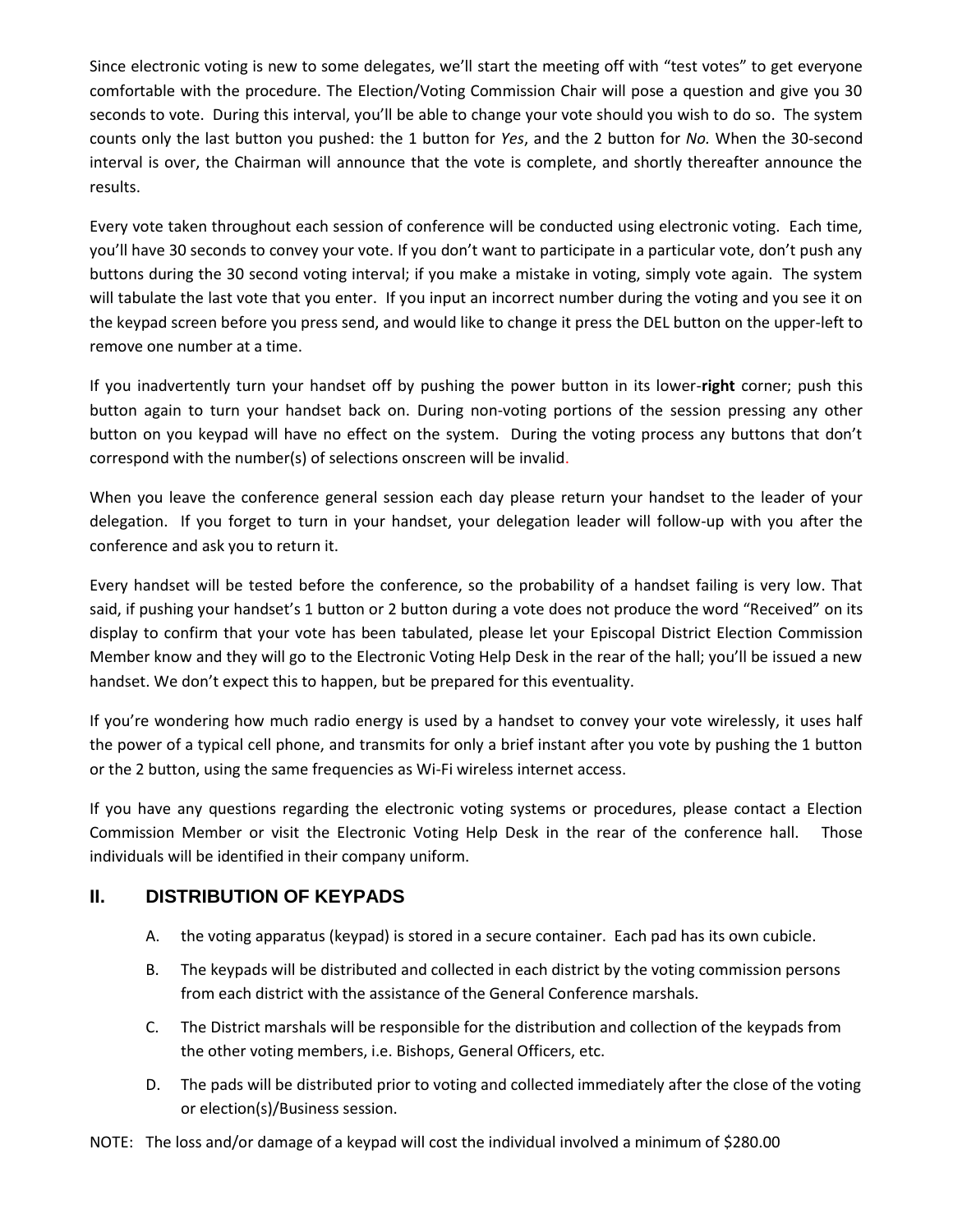Since electronic voting is new to some delegates, we'll start the meeting off with "test votes" to get everyone comfortable with the procedure. The Election/Voting Commission Chair will pose a question and give you 30 seconds to vote. During this interval, you'll be able to change your vote should you wish to do so. The system counts only the last button you pushed: the 1 button for *Yes*, and the 2 button for *No.* When the 30-second interval is over, the Chairman will announce that the vote is complete, and shortly thereafter announce the results.

Every vote taken throughout each session of conference will be conducted using electronic voting. Each time, you'll have 30 seconds to convey your vote. If you don't want to participate in a particular vote, don't push any buttons during the 30 second voting interval; if you make a mistake in voting, simply vote again. The system will tabulate the last vote that you enter. If you input an incorrect number during the voting and you see it on the keypad screen before you press send, and would like to change it press the DEL button on the upper-left to remove one number at a time.

If you inadvertently turn your handset off by pushing the power button in its lower-**right** corner; push this button again to turn your handset back on. During non-voting portions of the session pressing any other button on you keypad will have no effect on the system. During the voting process any buttons that don't correspond with the number(s) of selections onscreen will be invalid.

When you leave the conference general session each day please return your handset to the leader of your delegation. If you forget to turn in your handset, your delegation leader will follow-up with you after the conference and ask you to return it.

Every handset will be tested before the conference, so the probability of a handset failing is very low. That said, if pushing your handset's 1 button or 2 button during a vote does not produce the word "Received" on its display to confirm that your vote has been tabulated, please let your Episcopal District Election Commission Member know and they will go to the Electronic Voting Help Desk in the rear of the hall; you'll be issued a new handset. We don't expect this to happen, but be prepared for this eventuality.

If you're wondering how much radio energy is used by a handset to convey your vote wirelessly, it uses half the power of a typical cell phone, and transmits for only a brief instant after you vote by pushing the 1 button or the 2 button, using the same frequencies as Wi-Fi wireless internet access.

If you have any questions regarding the electronic voting systems or procedures, please contact a Election Commission Member or visit the Electronic Voting Help Desk in the rear of the conference hall. Those individuals will be identified in their company uniform.

## II. DISTRIBUTION OF KEYPADS

A. the voting apparatus (keypad) is stored in a secure container. Each pad has its own cubicle.

B. The keypads will be distributed and collected in each district by the voting commission persons from each district with the assistance of the General Conference marshals.

C. The District marshals will be responsible for the distribution and collection of the keypads from the other voting members, i.e. Bishops, General Officers, etc.

D. The pads will be distributed prior to voting and collected immediately after the close of the voting or election(s)/Business session.

NOTE: The loss and/or damage of a keypad will cost the individual involved a minimum of $280.00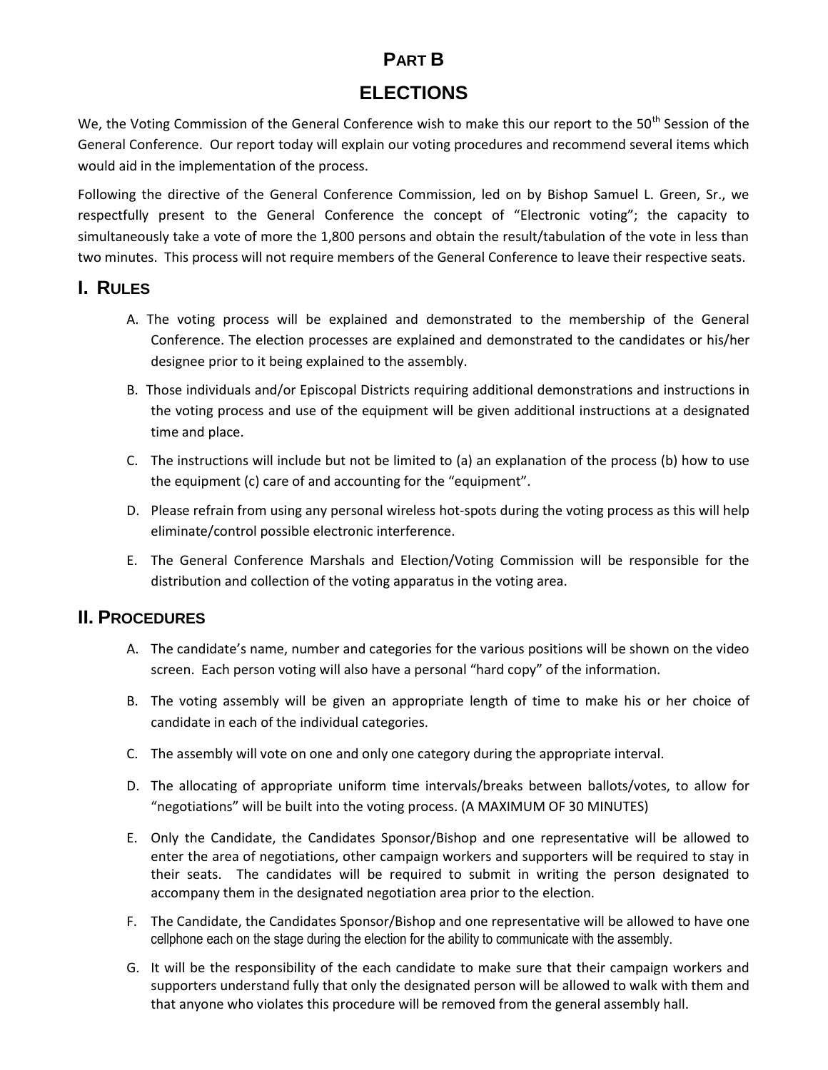# PART B

# ELECTIONS

We, the Voting Commission of the General Conference wish to make this our report to the 50th Session of the General Conference. Our report today will explain our voting procedures and recommend several items which would aid in the implementation of the process.

Following the directive of the General Conference Commission, led on by Bishop Samuel L. Green, Sr., we respectfully present to the General Conference the concept of "Electronic voting"; the capacity to simultaneously take a vote of more the 1,800 persons and obtain the result/tabulation of the vote in less than two minutes. This process will not require members of the General Conference to leave their respective seats.

## I. RULES

A. The voting process will be explained and demonstrated to the membership of the General Conference. The election processes are explained and demonstrated to the candidates or his/her designee prior to it being explained to the assembly.

B. Those individuals and/or Episcopal Districts requiring additional demonstrations and instructions in the voting process and use of the equipment will be given additional instructions at a designated time and place.

C. The instructions will include but not be limited to (a) an explanation of the process (b) how to use the equipment (c) care of and accounting for the "equipment".

D. Please refrain from using any personal wireless hot-spots during the voting process as this will help eliminate/control possible electronic interference.

E. The General Conference Marshals and Election/Voting Commission will be responsible for the distribution and collection of the voting apparatus in the voting area.

## II. PROCEDURES

A. The candidate's name, number and categories for the various positions will be shown on the video screen. Each person voting will also have a personal "hard copy" of the information.

B. The voting assembly will be given an appropriate length of time to make his or her choice of candidate in each of the individual categories.

C. The assembly will vote on one and only one category during the appropriate interval.

D. The allocating of appropriate uniform time intervals/breaks between ballots/votes, to allow for "negotiations" will be built into the voting process. (A MAXIMUM OF 30 MINUTES)

E. Only the Candidate, the Candidates Sponsor/Bishop and one representative will be allowed to enter the area of negotiations, other campaign workers and supporters will be required to stay in their seats. The candidates will be required to submit in writing the person designated to accompany them in the designated negotiation area prior to the election.

F. The Candidate, the Candidates Sponsor/Bishop and one representative will be allowed to have one cellphone each on the stage during the election for the ability to communicate with the assembly.

G. It will be the responsibility of the each candidate to make sure that their campaign workers and supporters understand fully that only the designated person will be allowed to walk with them and that anyone who violates this procedure will be removed from the general assembly hall.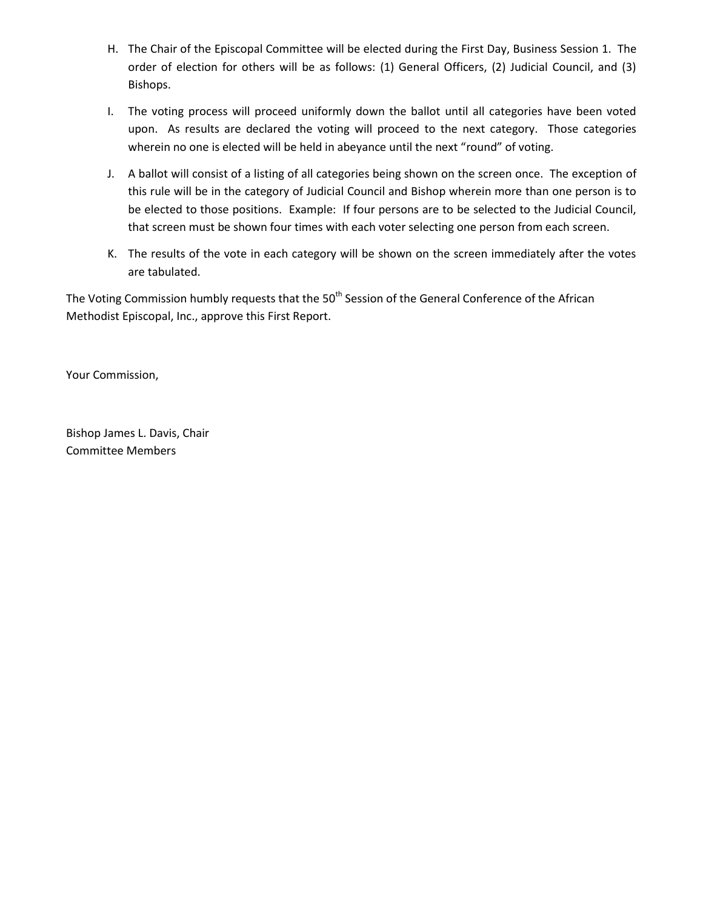H. The Chair of the Episcopal Committee will be elected during the First Day, Business Session 1. The order of election for others will be as follows: (1) General Officers, (2) Judicial Council, and (3) Bishops.

I. The voting process will proceed uniformly down the ballot until all categories have been voted upon. As results are declared the voting will proceed to the next category. Those categories wherein no one is elected will be held in abeyance until the next "round" of voting.

J. A ballot will consist of a listing of all categories being shown on the screen once. The exception of this rule will be in the category of Judicial Council and Bishop wherein more than one person is to be elected to those positions. Example: If four persons are to be selected to the Judicial Council, that screen must be shown four times with each voter selecting one person from each screen.

K. The results of the vote in each category will be shown on the screen immediately after the votes are tabulated.

The Voting Commission humbly requests that the 50th Session of the General Conference of the African Methodist Episcopal, Inc., approve this First Report.

Your Commission,

Bishop James L. Davis, Chair
Committee Members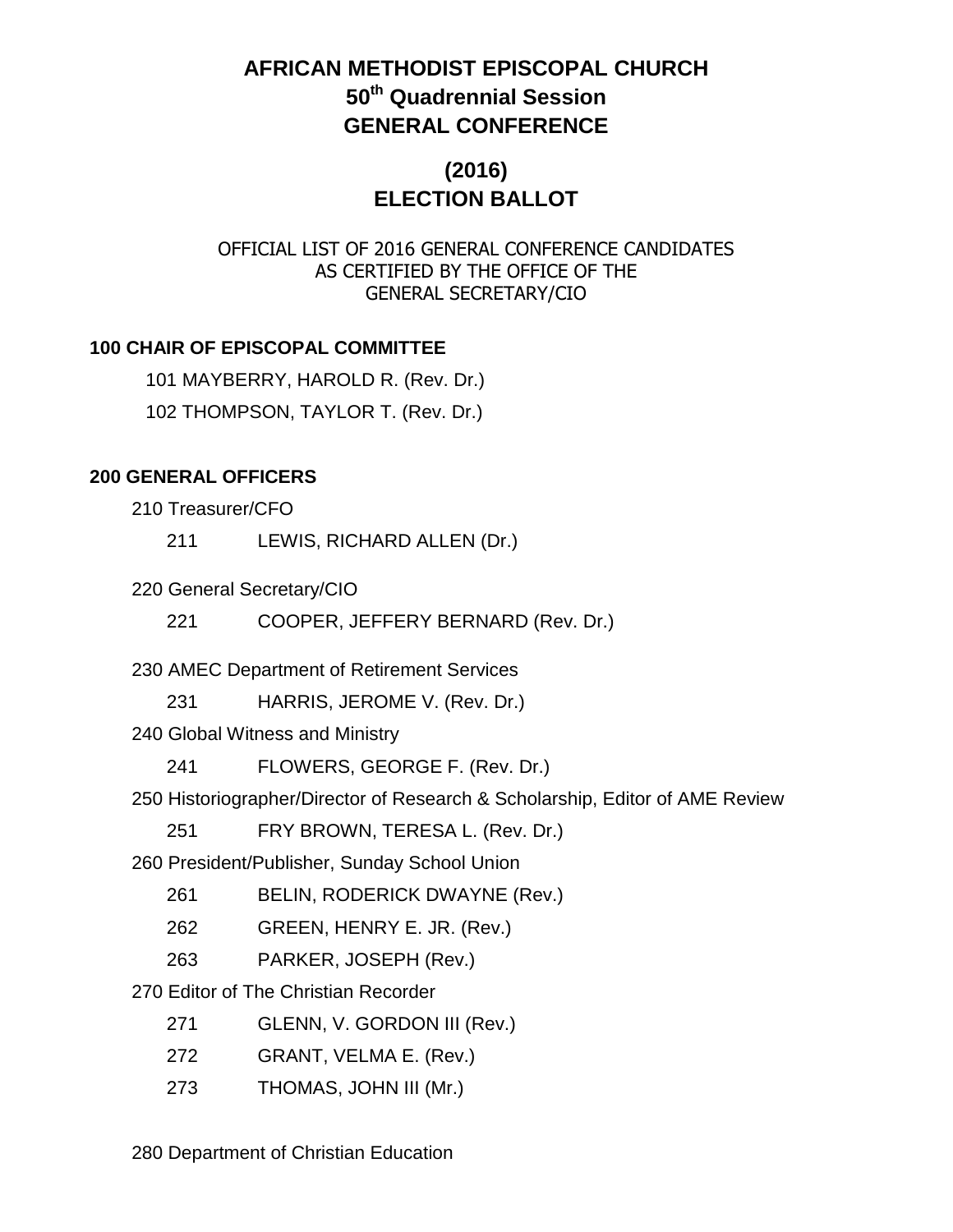# AFRICAN METHODIST EPISCOPAL CHURCH
## 50th Quadrennial Session
## GENERAL CONFERENCE

## (2016)
## ELECTION BALLOT

OFFICIAL LIST OF 2016 GENERAL CONFERENCE CANDIDATES
AS CERTIFIED BY THE OFFICE OF THE
GENERAL SECRETARY/CIO

**100 CHAIR OF EPISCOPAL COMMITTEE**

101 MAYBERRY, HAROLD R. (Rev. Dr.)

102 THOMPSON, TAYLOR T. (Rev. Dr.)

**200 GENERAL OFFICERS**

210 Treasurer/CFO

211 LEWIS, RICHARD ALLEN (Dr.)

220 General Secretary/CIO

221 COOPER, JEFFERY BERNARD (Rev. Dr.)

230 AMEC Department of Retirement Services

231 HARRIS, JEROME V. (Rev. Dr.)

240 Global Witness and Ministry

241 FLOWERS, GEORGE F. (Rev. Dr.)

250 Historiographer/Director of Research & Scholarship, Editor of AME Review

251 FRY BROWN, TERESA L. (Rev. Dr.)

260 President/Publisher, Sunday School Union

261 BELIN, RODERICK DWAYNE (Rev.)

262 GREEN, HENRY E. JR. (Rev.)

263 PARKER, JOSEPH (Rev.)

270 Editor of The Christian Recorder

271 GLENN, V. GORDON III (Rev.)

272 GRANT, VELMA E. (Rev.)

273 THOMAS, JOHN III (Mr.)

280 Department of Christian Education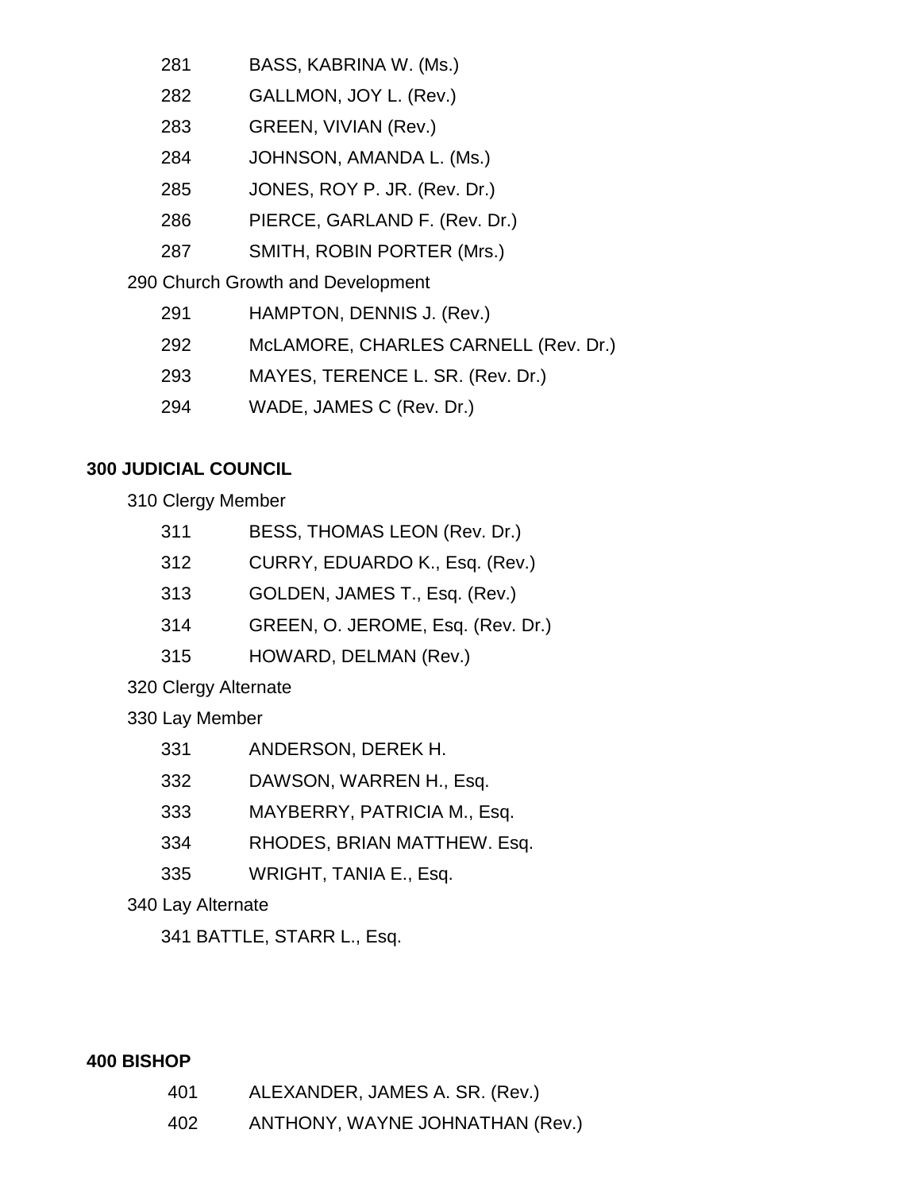281 BASS, KABRINA W. (Ms.)

282 GALLMON, JOY L. (Rev.)

283 GREEN, VIVIAN (Rev.)

284 JOHNSON, AMANDA L. (Ms.)

285 JONES, ROY P. JR. (Rev. Dr.)

286 PIERCE, GARLAND F. (Rev. Dr.)

287 SMITH, ROBIN PORTER (Mrs.)

290 Church Growth and Development

291 HAMPTON, DENNIS J. (Rev.)

292 McLAMORE, CHARLES CARNELL (Rev. Dr.)

293 MAYES, TERENCE L. SR. (Rev. Dr.)

294 WADE, JAMES C (Rev. Dr.)

**300 JUDICIAL COUNCIL**

310 Clergy Member

311 BESS, THOMAS LEON (Rev. Dr.)

312 CURRY, EDUARDO K., Esq. (Rev.)

313 GOLDEN, JAMES T., Esq. (Rev.)

314 GREEN, O. JEROME, Esq. (Rev. Dr.)

315 HOWARD, DELMAN (Rev.)

320 Clergy Alternate

330 Lay Member

331 ANDERSON, DEREK H.

332 DAWSON, WARREN H., Esq.

333 MAYBERRY, PATRICIA M., Esq.

334 RHODES, BRIAN MATTHEW. Esq.

335 WRIGHT, TANIA E., Esq.

340 Lay Alternate

341 BATTLE, STARR L., Esq.

**400 BISHOP**

401 ALEXANDER, JAMES A. SR. (Rev.)

402 ANTHONY, WAYNE JOHNATHAN (Rev.)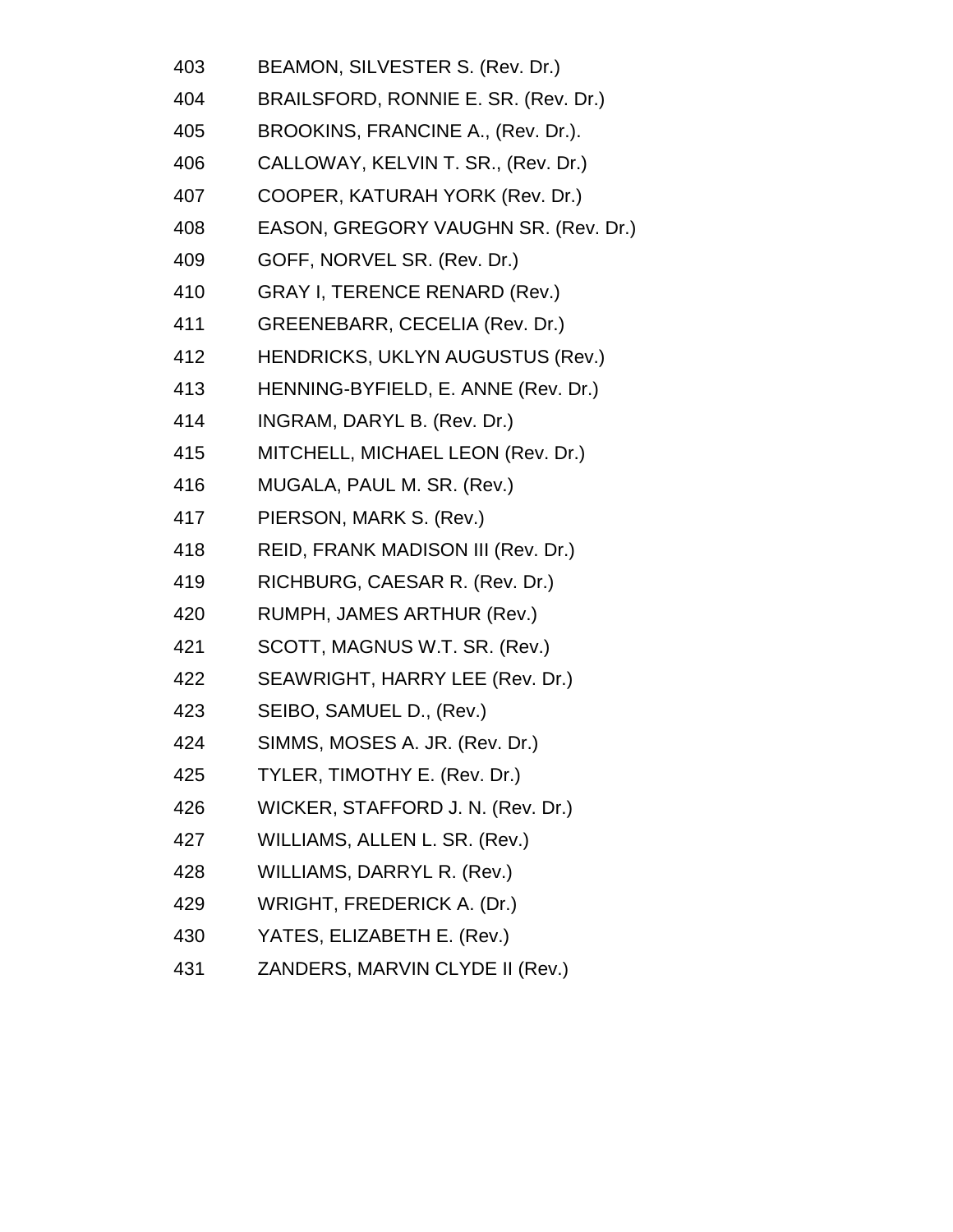403 BEAMON, SILVESTER S. (Rev. Dr.)

404 BRAILSFORD, RONNIE E. SR. (Rev. Dr.)

405 BROOKINS, FRANCINE A., (Rev. Dr.).

406 CALLOWAY, KELVIN T. SR., (Rev. Dr.)

407 COOPER, KATURAH YORK (Rev. Dr.)

408 EASON, GREGORY VAUGHN SR. (Rev. Dr.)

409 GOFF, NORVEL SR. (Rev. Dr.)

410 GRAY I, TERENCE RENARD (Rev.)

411 GREENEBARR, CECELIA (Rev. Dr.)

412 HENDRICKS, UKLYN AUGUSTUS (Rev.)

413 HENNING-BYFIELD, E. ANNE (Rev. Dr.)

414 INGRAM, DARYL B. (Rev. Dr.)

415 MITCHELL, MICHAEL LEON (Rev. Dr.)

416 MUGALA, PAUL M. SR. (Rev.)

417 PIERSON, MARK S. (Rev.)

418 REID, FRANK MADISON III (Rev. Dr.)

419 RICHBURG, CAESAR R. (Rev. Dr.)

420 RUMPH, JAMES ARTHUR (Rev.)

421 SCOTT, MAGNUS W.T. SR. (Rev.)

422 SEAWRIGHT, HARRY LEE (Rev. Dr.)

423 SEIBO, SAMUEL D., (Rev.)

424 SIMMS, MOSES A. JR. (Rev. Dr.)

425 TYLER, TIMOTHY E. (Rev. Dr.)

426 WICKER, STAFFORD J. N. (Rev. Dr.)

427 WILLIAMS, ALLEN L. SR. (Rev.)

428 WILLIAMS, DARRYL R. (Rev.)

429 WRIGHT, FREDERICK A. (Dr.)

430 YATES, ELIZABETH E. (Rev.)

431 ZANDERS, MARVIN CLYDE II (Rev.)